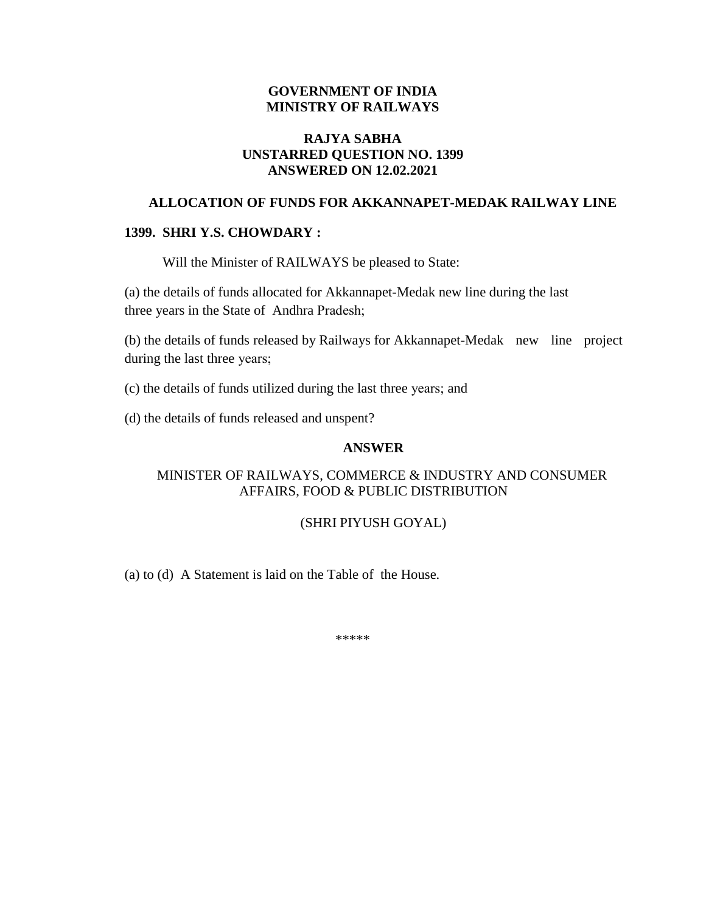**GOVERNMENT OF INDIA**
**MINISTRY OF RAILWAYS**

**RAJYA SABHA**
**UNSTARRED QUESTION NO. 1399**
**ANSWERED ON 12.02.2021**

## ALLOCATION OF FUNDS FOR AKKANNAPET-MEDAK RAILWAY LINE

**1399. SHRI Y.S. CHOWDARY :**

Will the Minister of RAILWAYS be pleased to State:

(a) the details of funds allocated for Akkannapet-Medak new line during the last three years in the State of Andhra Pradesh;

(b) the details of funds released by Railways for Akkannapet-Medak new line project during the last three years;

(c) the details of funds utilized during the last three years; and

(d) the details of funds released and unspent?

**ANSWER**

MINISTER OF RAILWAYS, COMMERCE & INDUSTRY AND CONSUMER AFFAIRS, FOOD & PUBLIC DISTRIBUTION

(SHRI PIYUSH GOYAL)

(a) to (d) A Statement is laid on the Table of the House.

*****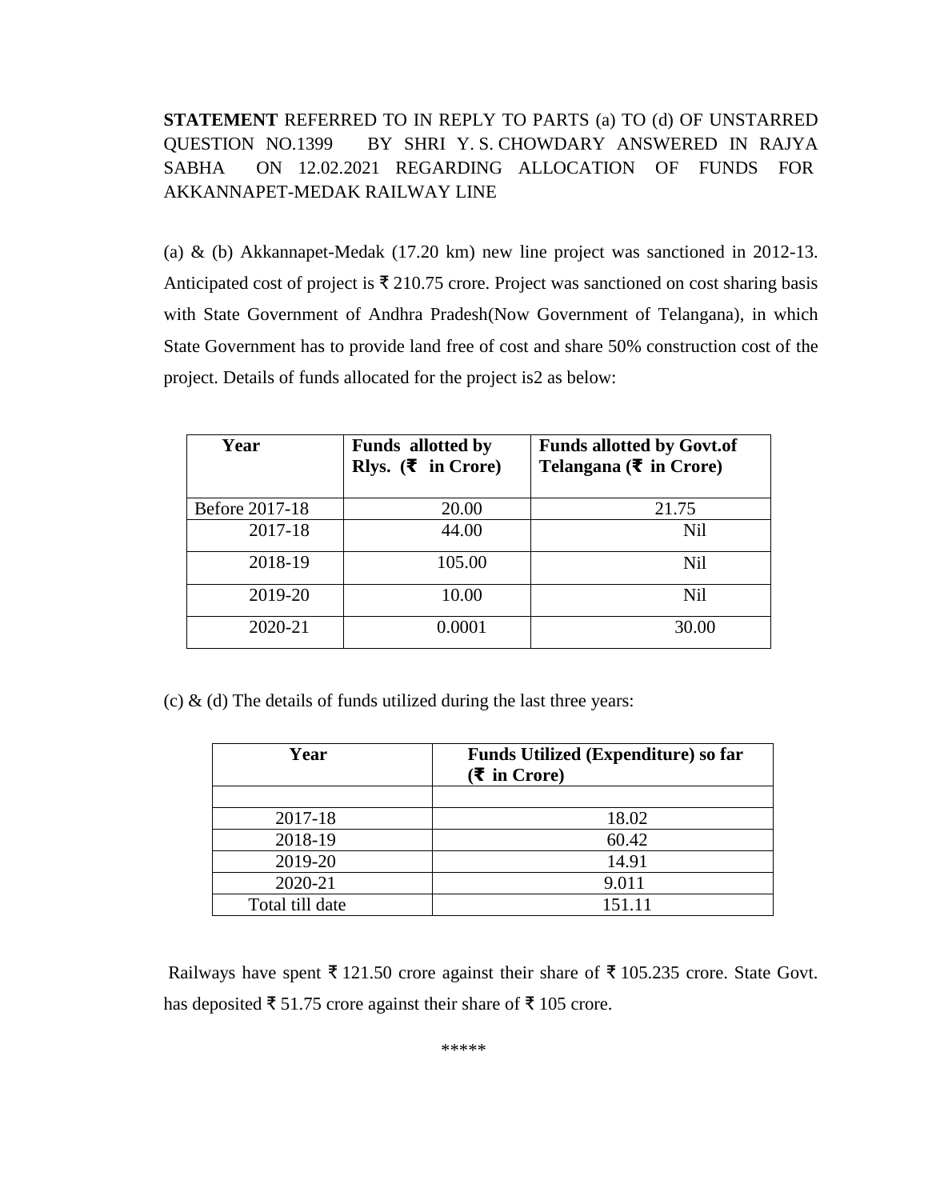**STATEMENT** REFERRED TO IN REPLY TO PARTS (a) TO (d) OF UNSTARRED QUESTION NO.1399 BY SHRI Y. S. CHOWDARY ANSWERED IN RAJYA SABHA ON 12.02.2021 REGARDING ALLOCATION OF FUNDS FOR AKKANNAPET-MEDAK RAILWAY LINE

(a) & (b) Akkannapet-Medak (17.20 km) new line project was sanctioned in 2012-13. Anticipated cost of project is ₹ 210.75 crore. Project was sanctioned on cost sharing basis with State Government of Andhra Pradesh(Now Government of Telangana), in which State Government has to provide land free of cost and share 50% construction cost of the project. Details of funds allocated for the project is2 as below:

| Year | Funds allotted by Rlys. (₹ in Crore) | Funds allotted by Govt.of Telangana (₹ in Crore) |
|---|---|---|
| Before 2017-18 | 20.00 | 21.75 |
| 2017-18 | 44.00 | Nil |
| 2018-19 | 105.00 | Nil |
| 2019-20 | 10.00 | Nil |
| 2020-21 | 0.0001 | 30.00 |

(c) & (d) The details of funds utilized during the last three years:

| Year | Funds Utilized (Expenditure) so far (₹ in Crore) |
|---|---|
| | |
| 2017-18 | 18.02 |
| 2018-19 | 60.42 |
| 2019-20 | 14.91 |
| 2020-21 | 9.011 |
| Total till date | 151.11 |

Railways have spent ₹ 121.50 crore against their share of ₹ 105.235 crore. State Govt. has deposited ₹ 51.75 crore against their share of ₹ 105 crore.

*****